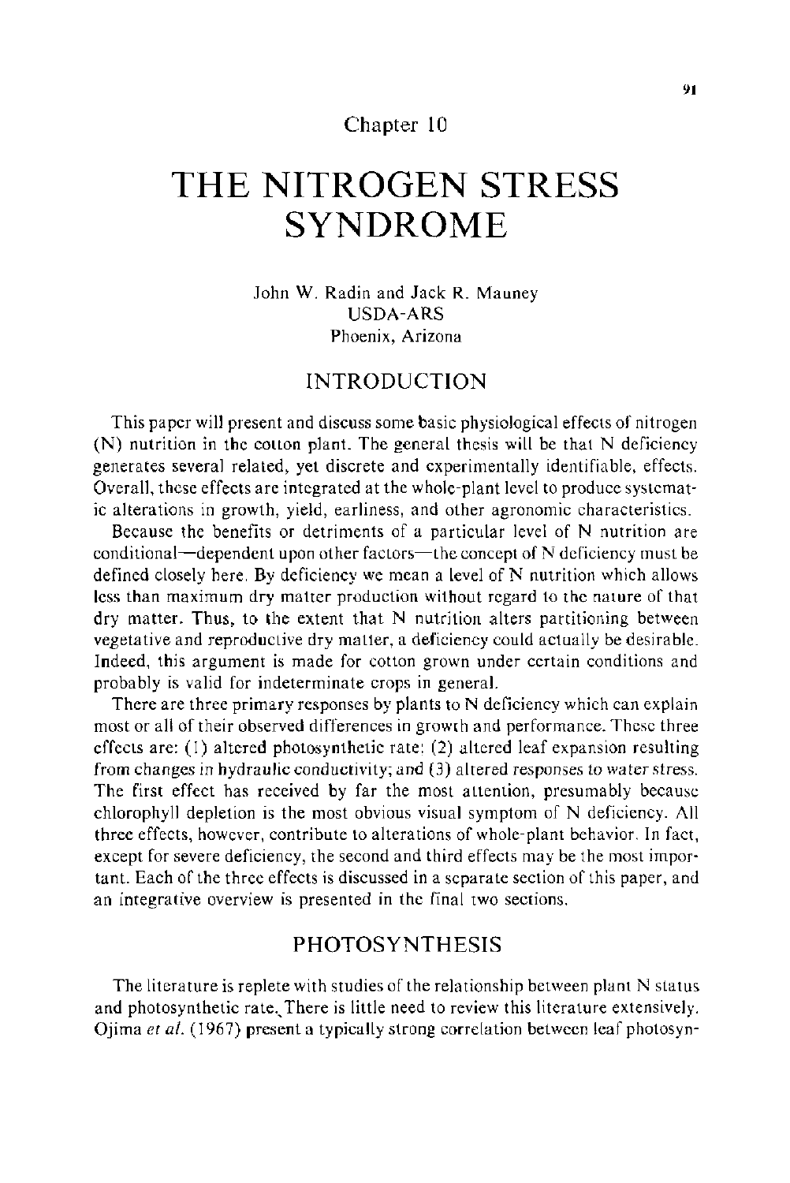Chapter 10

# THE NITROGEN STRESS SYNDROME

John W. Radin and Jack R. Mauney
USDA-ARS
Phoenix, Arizona

## INTRODUCTION

This paper will present and discuss some basic physiological effects of nitrogen (N) nutrition in the cotton plant. The general thesis will be that N deficiency generates several related, yet discrete and experimentally identifiable, effects. Overall, these effects are integrated at the whole-plant level to produce systematic alterations in growth, yield, earliness, and other agronomic characteristics.

Because the benefits or detriments of a particular level of N nutrition are conditional—dependent upon other factors—the concept of N deficiency must be defined closely here. By deficiency we mean a level of N nutrition which allows less than maximum dry matter production without regard to the nature of that dry matter. Thus, to the extent that N nutrition alters partitioning between vegetative and reproductive dry matter, a deficiency could actually be desirable. Indeed, this argument is made for cotton grown under certain conditions and probably is valid for indeterminate crops in general.

There are three primary responses by plants to N deficiency which can explain most or all of their observed differences in growth and performance. These three effects are: (1) altered photosynthetic rate; (2) altered leaf expansion resulting from changes in hydraulic conductivity; and (3) altered responses to water stress. The first effect has received by far the most attention, presumably because chlorophyll depletion is the most obvious visual symptom of N deficiency. All three effects, however, contribute to alterations of whole-plant behavior. In fact, except for severe deficiency, the second and third effects may be the most important. Each of the three effects is discussed in a separate section of this paper, and an integrative overview is presented in the final two sections.

## PHOTOSYNTHESIS

The literature is replete with studies of the relationship between plant N status and photosynthetic rate. There is little need to review this literature extensively. Ojima *et al.* (1967) present a typically strong correlation between leaf photosyn-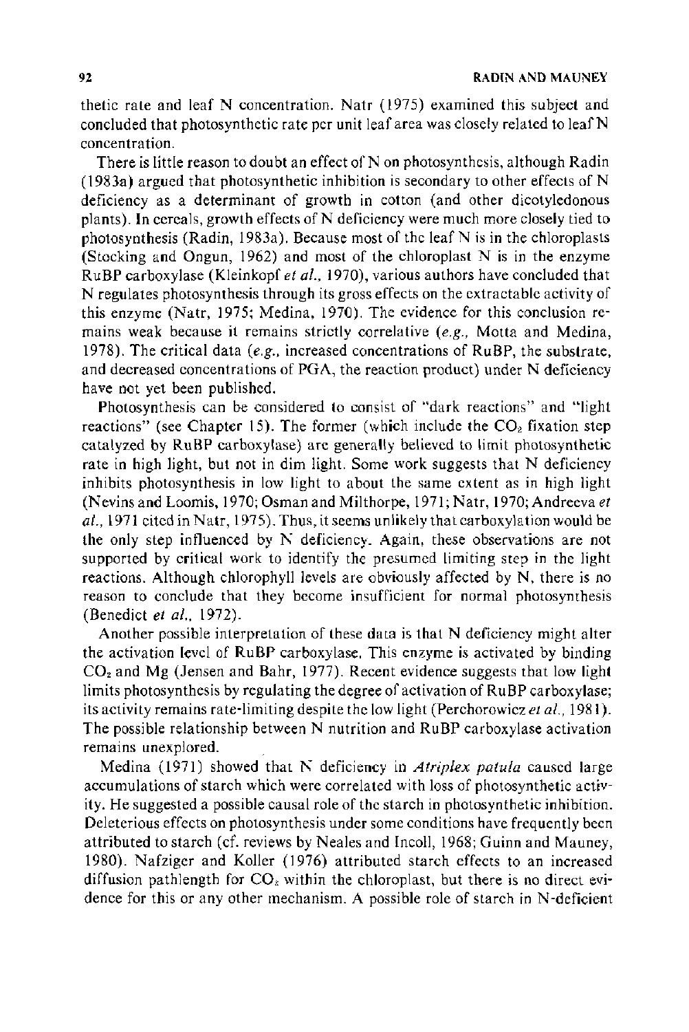thetic rate and leaf N concentration. Natr (1975) examined this subject and concluded that photosynthetic rate per unit leaf area was closely related to leaf N concentration.

There is little reason to doubt an effect of N on photosynthesis, although Radin (1983a) argued that photosynthetic inhibition is secondary to other effects of N deficiency as a determinant of growth in cotton (and other dicotyledonous plants). In cereals, growth effects of N deficiency were much more closely tied to photosynthesis (Radin, 1983a). Because most of the leaf N is in the chloroplasts (Stocking and Ongun, 1962) and most of the chloroplast N is in the enzyme RuBP carboxylase (Kleinkopf *et al.*, 1970), various authors have concluded that N regulates photosynthesis through its gross effects on the extractable activity of this enzyme (Natr, 1975; Medina, 1970). The evidence for this conclusion remains weak because it remains strictly correlative (*e.g.*, Motta and Medina, 1978). The critical data (*e.g.*, increased concentrations of RuBP, the substrate, and decreased concentrations of PGA, the reaction product) under N deficiency have not yet been published.

Photosynthesis can be considered to consist of "dark reactions" and "light reactions" (see Chapter 15). The former (which include the $CO_2$ fixation step catalyzed by RuBP carboxylase) are generally believed to limit photosynthetic rate in high light, but not in dim light. Some work suggests that N deficiency inhibits photosynthesis in low light to about the same extent as in high light (Nevins and Loomis, 1970; Osman and Milthorpe, 1971; Natr, 1970; Andreeva *et al.*, 1971 cited in Natr, 1975). Thus, it seems unlikely that carboxylation would be the only step influenced by N deficiency. Again, these observations are not supported by critical work to identify the presumed limiting step in the light reactions. Although chlorophyll levels are obviously affected by N, there is no reason to conclude that they become insufficient for normal photosynthesis (Benedict *et al.*, 1972).

Another possible interpretation of these data is that N deficiency might alter the activation level of RuBP carboxylase. This enzyme is activated by binding $CO_2$ and Mg (Jensen and Bahr, 1977). Recent evidence suggests that low light limits photosynthesis by regulating the degree of activation of RuBP carboxylase; its activity remains rate-limiting despite the low light (Perchorowicz *et al.*, 1981). The possible relationship between N nutrition and RuBP carboxylase activation remains unexplored.

Medina (1971) showed that N deficiency in *Atriplex patula* caused large accumulations of starch which were correlated with loss of photosynthetic activity. He suggested a possible causal role of the starch in photosynthetic inhibition. Deleterious effects on photosynthesis under some conditions have frequently been attributed to starch (cf. reviews by Neales and Incoll, 1968; Guinn and Mauney, 1980). Nafziger and Koller (1976) attributed starch effects to an increased diffusion pathlength for $CO_2$ within the chloroplast, but there is no direct evidence for this or any other mechanism. A possible role of starch in N-deficient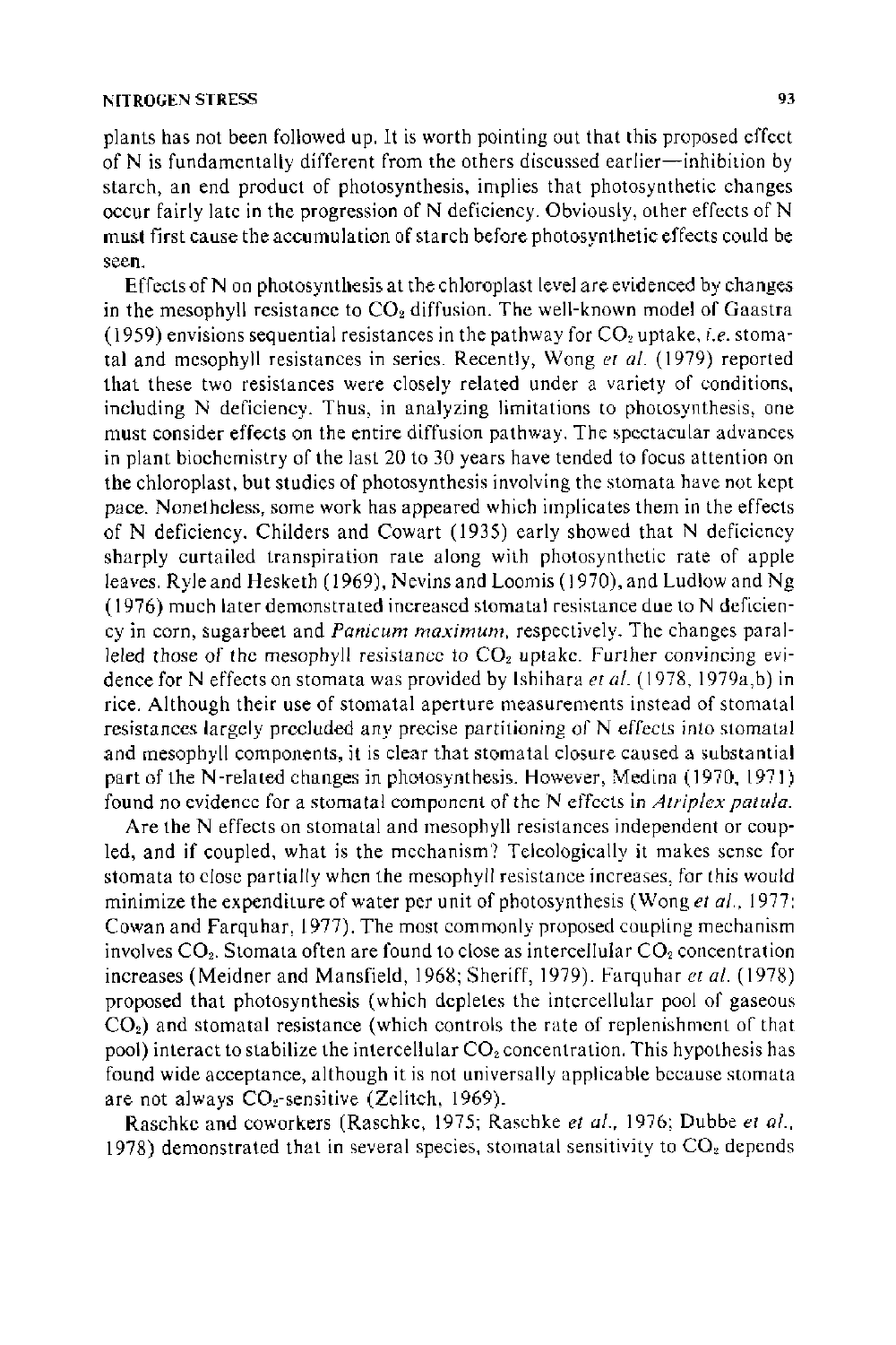plants has not been followed up. It is worth pointing out that this proposed effect of N is fundamentally different from the others discussed earlier—inhibition by starch, an end product of photosynthesis, implies that photosynthetic changes occur fairly late in the progression of N deficiency. Obviously, other effects of N must first cause the accumulation of starch before photosynthetic effects could be seen.

Effects of N on photosynthesis at the chloroplast level are evidenced by changes in the mesophyll resistance to $CO_2$ diffusion. The well-known model of Gaastra (1959) envisions sequential resistances in the pathway for $CO_2$ uptake, *i.e.* stomatal and mesophyll resistances in series. Recently, Wong *et al.* (1979) reported that these two resistances were closely related under a variety of conditions, including N deficiency. Thus, in analyzing limitations to photosynthesis, one must consider effects on the entire diffusion pathway. The spectacular advances in plant biochemistry of the last 20 to 30 years have tended to focus attention on the chloroplast, but studies of photosynthesis involving the stomata have not kept pace. Nonetheless, some work has appeared which implicates them in the effects of N deficiency. Childers and Cowart (1935) early showed that N deficiency sharply curtailed transpiration rate along with photosynthetic rate of apple leaves. Ryle and Hesketh (1969), Nevins and Loomis (1970), and Ludlow and Ng (1976) much later demonstrated increased stomatal resistance due to N deficiency in corn, sugarbeet and *Panicum maximum*, respectively. The changes paralleled those of the mesophyll resistance to $CO_2$ uptake. Further convincing evidence for N effects on stomata was provided by Ishihara *et al.* (1978, 1979a,b) in rice. Although their use of stomatal aperture measurements instead of stomatal resistances largely precluded any precise partitioning of N effects into stomatal and mesophyll components, it is clear that stomatal closure caused a substantial part of the N-related changes in photosynthesis. However, Medina (1970, 1971) found no evidence for a stomatal component of the N effects in *Atriplex patula*.

Are the N effects on stomatal and mesophyll resistances independent or coupled, and if coupled, what is the mechanism? Teleologically it makes sense for stomata to close partially when the mesophyll resistance increases, for this would minimize the expenditure of water per unit of photosynthesis (Wong *et al.*, 1977; Cowan and Farquhar, 1977). The most commonly proposed coupling mechanism involves $CO_2$. Stomata often are found to close as intercellular $CO_2$ concentration increases (Meidner and Mansfield, 1968; Sheriff, 1979). Farquhar *et al.* (1978) proposed that photosynthesis (which depletes the intercellular pool of gaseous $CO_2$) and stomatal resistance (which controls the rate of replenishment of that pool) interact to stabilize the intercellular $CO_2$ concentration. This hypothesis has found wide acceptance, although it is not universally applicable because stomata are not always $CO_2$-sensitive (Zelitch, 1969).

Raschke and coworkers (Raschke, 1975; Raschke *et al.*, 1976; Dubbe *et al.*, 1978) demonstrated that in several species, stomatal sensitivity to $CO_2$ depends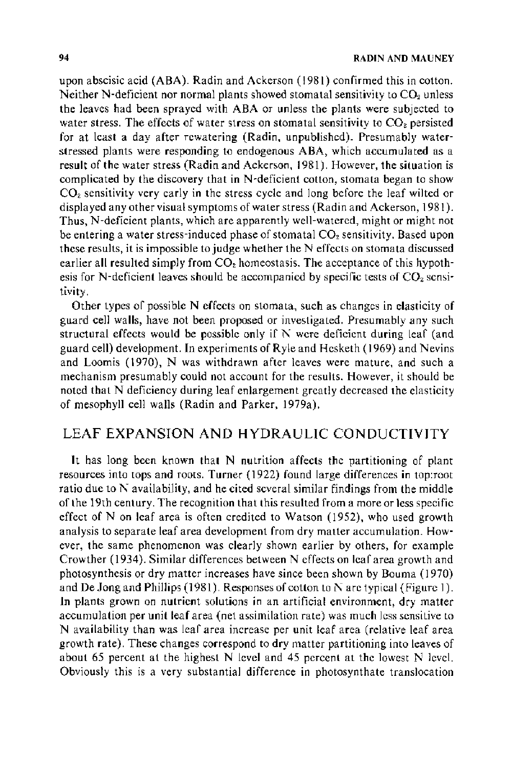upon abscisic acid (ABA). Radin and Ackerson (1981) confirmed this in cotton. Neither N-deficient nor normal plants showed stomatal sensitivity to $CO_2$ unless the leaves had been sprayed with ABA or unless the plants were subjected to water stress. The effects of water stress on stomatal sensitivity to $CO_2$ persisted for at least a day after rewatering (Radin, unpublished). Presumably water-stressed plants were responding to endogenous ABA, which accumulated as a result of the water stress (Radin and Ackerson, 1981). However, the situation is complicated by the discovery that in N-deficient cotton, stomata began to show $CO_2$ sensitivity very early in the stress cycle and long before the leaf wilted or displayed any other visual symptoms of water stress (Radin and Ackerson, 1981). Thus, N-deficient plants, which are apparently well-watered, might or might not be entering a water stress-induced phase of stomatal $CO_2$ sensitivity. Based upon these results, it is impossible to judge whether the N effects on stomata discussed earlier all resulted simply from $CO_2$ homeostasis. The acceptance of this hypothesis for N-deficient leaves should be accompanied by specific tests of $CO_2$ sensitivity.

Other types of possible N effects on stomata, such as changes in elasticity of guard cell walls, have not been proposed or investigated. Presumably any such structural effects would be possible only if N were deficient during leaf (and guard cell) development. In experiments of Ryle and Hesketh (1969) and Nevins and Loomis (1970), N was withdrawn after leaves were mature, and such a mechanism presumably could not account for the results. However, it should be noted that N deficiency during leaf enlargement greatly decreased the elasticity of mesophyll cell walls (Radin and Parker, 1979a).

## LEAF EXPANSION AND HYDRAULIC CONDUCTIVITY

It has long been known that N nutrition affects the partitioning of plant resources into tops and roots. Turner (1922) found large differences in top:root ratio due to N availability, and he cited several similar findings from the middle of the 19th century. The recognition that this resulted from a more or less specific effect of N on leaf area is often credited to Watson (1952), who used growth analysis to separate leaf area development from dry matter accumulation. However, the same phenomenon was clearly shown earlier by others, for example Crowther (1934). Similar differences between N effects on leaf area growth and photosynthesis or dry matter increases have since been shown by Bouma (1970) and De Jong and Phillips (1981). Responses of cotton to N are typical (Figure 1). In plants grown on nutrient solutions in an artificial environment, dry matter accumulation per unit leaf area (net assimilation rate) was much less sensitive to N availability than was leaf area increase per unit leaf area (relative leaf area growth rate). These changes correspond to dry matter partitioning into leaves of about 65 percent at the highest N level and 45 percent at the lowest N level. Obviously this is a very substantial difference in photosynthate translocation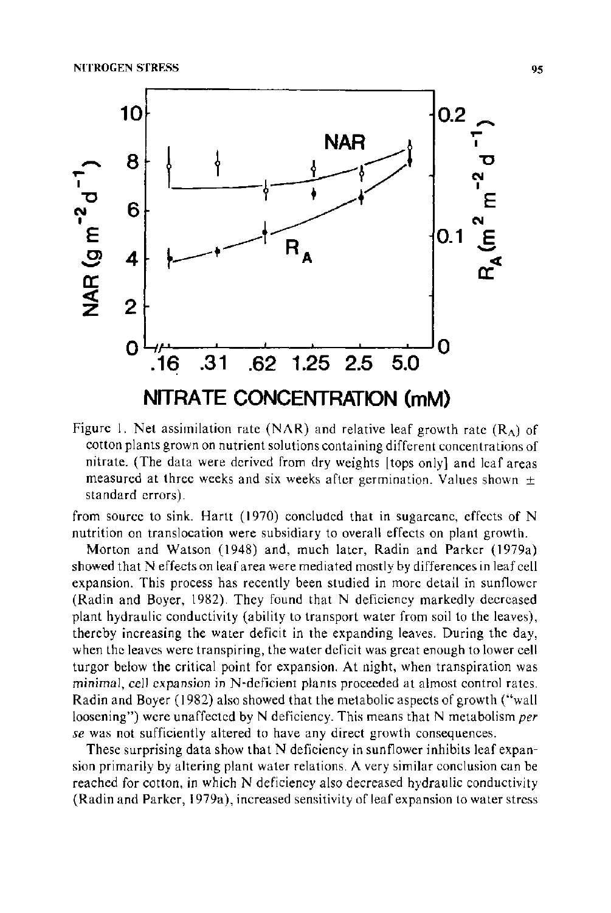Figure 1. Net assimilation rate (NAR) and relative leaf growth rate ($R_A$) of cotton plants grown on nutrient solutions containing different concentrations of nitrate. (The data were derived from dry weights [tops only] and leaf areas measured at three weeks and six weeks after germination. Values shown ± standard errors).

from source to sink. Hartt (1970) concluded that in sugarcane, effects of N nutrition on translocation were subsidiary to overall effects on plant growth.

Morton and Watson (1948) and, much later, Radin and Parker (1979a) showed that N effects on leaf area were mediated mostly by differences in leaf cell expansion. This process has recently been studied in more detail in sunflower (Radin and Boyer, 1982). They found that N deficiency markedly decreased plant hydraulic conductivity (ability to transport water from soil to the leaves), thereby increasing the water deficit in the expanding leaves. During the day, when the leaves were transpiring, the water deficit was great enough to lower cell turgor below the critical point for expansion. At night, when transpiration was *minimal*, cell expansion in N-deficient plants proceeded at almost control rates. Radin and Boyer (1982) also showed that the metabolic aspects of growth ("wall loosening") were unaffected by N deficiency. This means that N metabolism *per se* was not sufficiently altered to have any direct growth consequences.

These surprising data show that N deficiency in sunflower inhibits leaf expansion primarily by altering plant water relations. A very similar conclusion can be reached for cotton, in which N deficiency also decreased hydraulic conductivity (Radin and Parker, 1979a), increased sensitivity of leaf expansion to water stress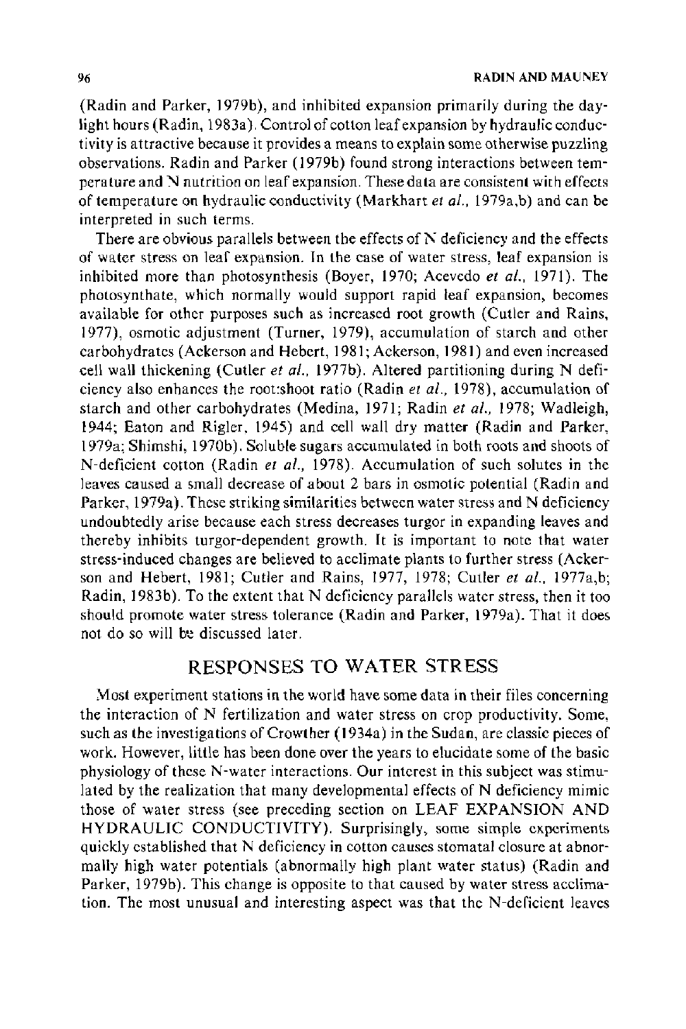(Radin and Parker, 1979b), and inhibited expansion primarily during the daylight hours (Radin, 1983a). Control of cotton leaf expansion by hydraulic conductivity is attractive because it provides a means to explain some otherwise puzzling observations. Radin and Parker (1979b) found strong interactions between temperature and N nutrition on leaf expansion. These data are consistent with effects of temperature on hydraulic conductivity (Markhart *et al.*, 1979a,b) and can be interpreted in such terms.

There are obvious parallels between the effects of N deficiency and the effects of water stress on leaf expansion. In the case of water stress, leaf expansion is inhibited more than photosynthesis (Boyer, 1970; Acevedo *et al.*, 1971). The photosynthate, which normally would support rapid leaf expansion, becomes available for other purposes such as increased root growth (Cutler and Rains, 1977), osmotic adjustment (Turner, 1979), accumulation of starch and other carbohydrates (Ackerson and Hebert, 1981; Ackerson, 1981) and even increased cell wall thickening (Cutler *et al.*, 1977b). Altered partitioning during N deficiency also enhances the root:shoot ratio (Radin *et al.*, 1978), accumulation of starch and other carbohydrates (Medina, 1971; Radin *et al.*, 1978; Wadleigh, 1944; Eaton and Rigler, 1945) and cell wall dry matter (Radin and Parker, 1979a; Shimshi, 1970b). Soluble sugars accumulated in both roots and shoots of N-deficient cotton (Radin *et al.*, 1978). Accumulation of such solutes in the leaves caused a small decrease of about 2 bars in osmotic potential (Radin and Parker, 1979a). These striking similarities between water stress and N deficiency undoubtedly arise because each stress decreases turgor in expanding leaves and thereby inhibits turgor-dependent growth. It is important to note that water stress-induced changes are believed to acclimate plants to further stress (Ackerson and Hebert, 1981; Cutler and Rains, 1977, 1978; Cutler *et al.*, 1977a,b; Radin, 1983b). To the extent that N deficiency parallels water stress, then it too should promote water stress tolerance (Radin and Parker, 1979a). That it does not do so will be discussed later.

## RESPONSES TO WATER STRESS

Most experiment stations in the world have some data in their files concerning the interaction of N fertilization and water stress on crop productivity. Some, such as the investigations of Crowther (1934a) in the Sudan, are classic pieces of work. However, little has been done over the years to elucidate some of the basic physiology of these N-water interactions. Our interest in this subject was stimulated by the realization that many developmental effects of N deficiency mimic those of water stress (see preceding section on LEAF EXPANSION AND HYDRAULIC CONDUCTIVITY). Surprisingly, some simple experiments quickly established that N deficiency in cotton causes stomatal closure at abnormally high water potentials (abnormally high plant water status) (Radin and Parker, 1979b). This change is opposite to that caused by water stress acclimation. The most unusual and interesting aspect was that the N-deficient leaves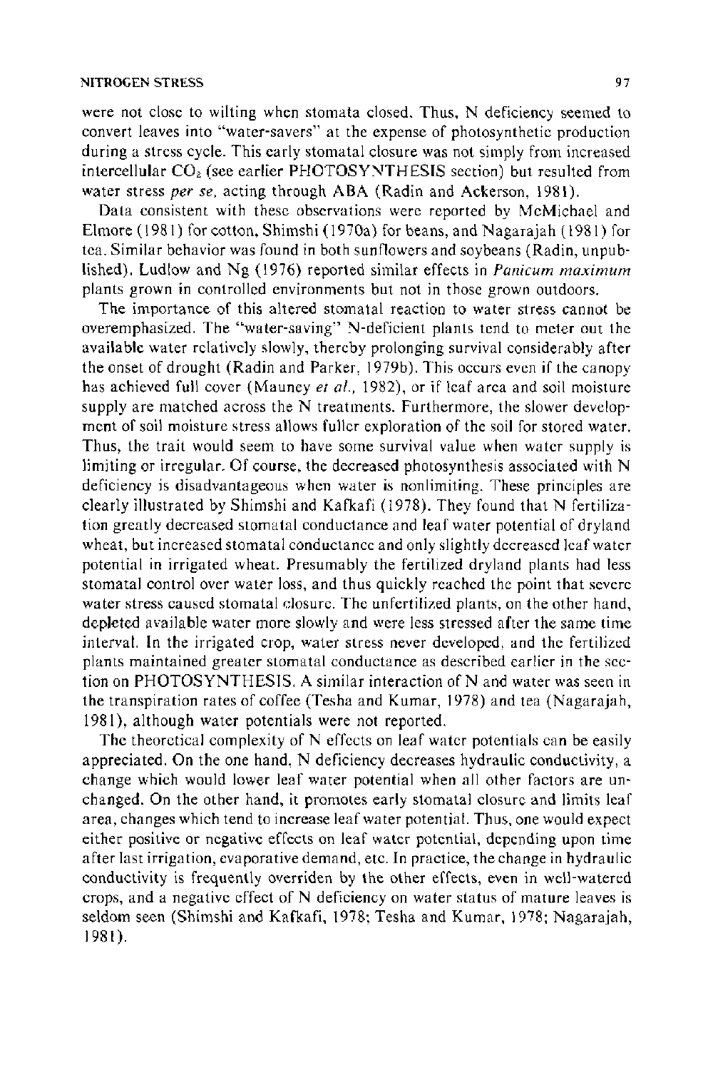were not close to wilting when stomata closed. Thus, N deficiency seemed to convert leaves into "water-savers" at the expense of photosynthetic production during a stress cycle. This early stomatal closure was not simply from increased intercellular $CO_2$ (see earlier PHOTOSYNTHESIS section) but resulted from water stress *per se*, acting through ABA (Radin and Ackerson, 1981).

Data consistent with these observations were reported by McMichael and Elmore (1981) for cotton, Shimshi (1970a) for beans, and Nagarajah (1981) for tea. Similar behavior was found in both sunflowers and soybeans (Radin, unpublished). Ludlow and Ng (1976) reported similar effects in *Panicum maximum* plants grown in controlled environments but not in those grown outdoors.

The importance of this altered stomatal reaction to water stress cannot be overemphasized. The "water-saving" N-deficient plants tend to meter out the available water relatively slowly, thereby prolonging survival considerably after the onset of drought (Radin and Parker, 1979b). This occurs even if the canopy has achieved full cover (Mauney *et al.*, 1982), or if leaf area and soil moisture supply are matched across the N treatments. Furthermore, the slower development of soil moisture stress allows fuller exploration of the soil for stored water. Thus, the trait would seem to have some survival value when water supply is limiting or irregular. Of course, the decreased photosynthesis associated with N deficiency is disadvantageous when water is nonlimiting. These principles are clearly illustrated by Shimshi and Kafkafi (1978). They found that N fertilization greatly decreased stomatal conductance and leaf water potential of dryland wheat, but increased stomatal conductance and only slightly decreased leaf water potential in irrigated wheat. Presumably the fertilized dryland plants had less stomatal control over water loss, and thus quickly reached the point that severe water stress caused stomatal closure. The unfertilized plants, on the other hand, depleted available water more slowly and were less stressed after the same time interval. In the irrigated crop, water stress never developed, and the fertilized plants maintained greater stomatal conductance as described earlier in the section on PHOTOSYNTHESIS. A similar interaction of N and water was seen in the transpiration rates of coffee (Tesha and Kumar, 1978) and tea (Nagarajah, 1981), although water potentials were not reported.

The theoretical complexity of N effects on leaf water potentials can be easily appreciated. On the one hand, N deficiency decreases hydraulic conductivity, a change which would lower leaf water potential when all other factors are unchanged. On the other hand, it promotes early stomatal closure and limits leaf area, changes which tend to increase leaf water potential. Thus, one would expect either positive or negative effects on leaf water potential, depending upon time after last irrigation, evaporative demand, etc. In practice, the change in hydraulic conductivity is frequently overriden by the other effects, even in well-watered crops, and a negative effect of N deficiency on water status of mature leaves is seldom seen (Shimshi and Kafkafi, 1978; Tesha and Kumar, 1978; Nagarajah, 1981).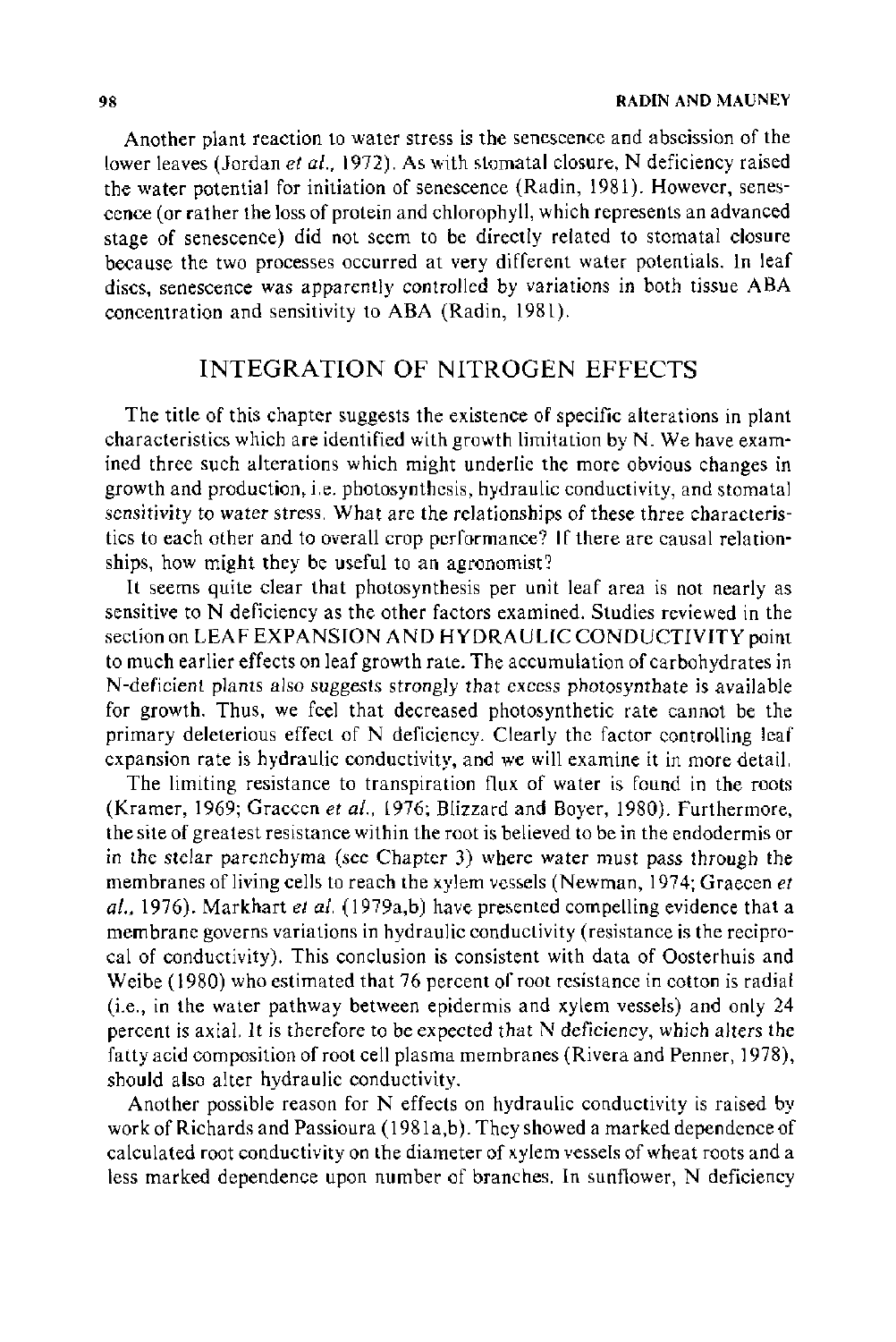Another plant reaction to water stress is the senescence and abscission of the lower leaves (Jordan *et al.*, 1972). As with stomatal closure, N deficiency raised the water potential for initiation of senescence (Radin, 1981). However, senescence (or rather the loss of protein and chlorophyll, which represents an advanced stage of senescence) did not seem to be directly related to stomatal closure because the two processes occurred at very different water potentials. In leaf discs, senescence was apparently controlled by variations in both tissue ABA concentration and sensitivity to ABA (Radin, 1981).

## INTEGRATION OF NITROGEN EFFECTS

The title of this chapter suggests the existence of specific alterations in plant characteristics which are identified with growth limitation by N. We have examined three such alterations which might underlie the more obvious changes in growth and production, i.e. photosynthesis, hydraulic conductivity, and stomatal sensitivity to water stress. What are the relationships of these three characteristics to each other and to overall crop performance? If there are causal relationships, how might they be useful to an agronomist?

It seems quite clear that photosynthesis per unit leaf area is not nearly as sensitive to N deficiency as the other factors examined. Studies reviewed in the section on LEAF EXPANSION AND HYDRAULIC CONDUCTIVITY point to much earlier effects on leaf growth rate. The accumulation of carbohydrates in N-deficient plants also suggests strongly that excess photosynthate is available for growth. Thus, we feel that decreased photosynthetic rate cannot be the primary deleterious effect of N deficiency. Clearly the factor controlling leaf expansion rate is hydraulic conductivity, and we will examine it in more detail.

The limiting resistance to transpiration flux of water is found in the roots (Kramer, 1969; Graecen *et al.*, 1976; Blizzard and Boyer, 1980). Furthermore, the site of greatest resistance within the root is believed to be in the endodermis or in the stelar parenchyma (see Chapter 3) where water must pass through the membranes of living cells to reach the xylem vessels (Newman, 1974; Graecen *et al.*, 1976). Markhart *et al.* (1979a,b) have presented compelling evidence that a membrane governs variations in hydraulic conductivity (resistance is the reciprocal of conductivity). This conclusion is consistent with data of Oosterhuis and Weibe (1980) who estimated that 76 percent of root resistance in cotton is radial (i.e., in the water pathway between epidermis and xylem vessels) and only 24 percent is axial. It is therefore to be expected that N deficiency, which alters the fatty acid composition of root cell plasma membranes (Rivera and Penner, 1978), should also alter hydraulic conductivity.

Another possible reason for N effects on hydraulic conductivity is raised by work of Richards and Passioura (1981a,b). They showed a marked dependence of calculated root conductivity on the diameter of xylem vessels of wheat roots and a less marked dependence upon number of branches. In sunflower, N deficiency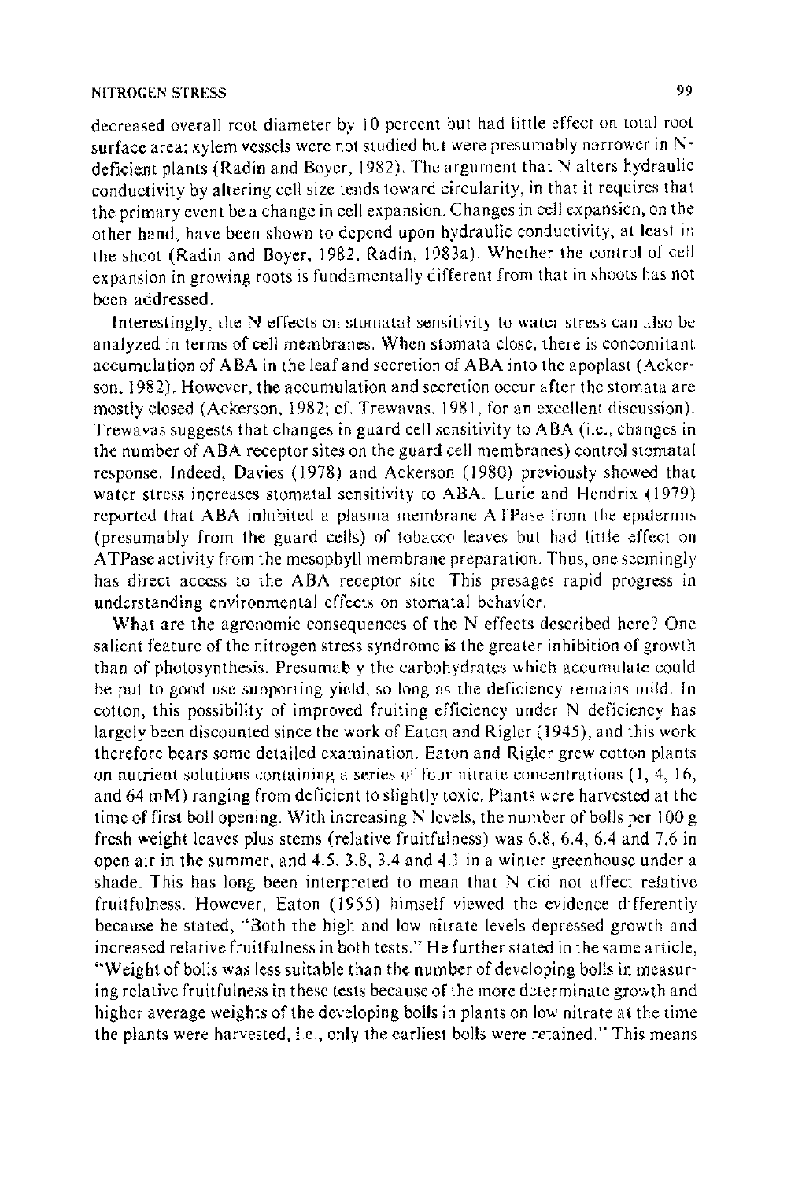decreased overall root diameter by 10 percent but had little effect on total root surface area; xylem vessels were not studied but were presumably narrower in N-deficient plants (Radin and Boyer, 1982). The argument that N alters hydraulic conductivity by altering cell size tends toward circularity, in that it requires that the primary event be a change in cell expansion. Changes in cell expansion, on the other hand, have been shown to depend upon hydraulic conductivity, at least in the shoot (Radin and Boyer, 1982; Radin, 1983a). Whether the control of cell expansion in growing roots is fundamentally different from that in shoots has not been addressed.

Interestingly, the N effects on stomatal sensitivity to water stress can also be analyzed in terms of cell membranes. When stomata close, there is concomitant accumulation of ABA in the leaf and secretion of ABA into the apoplast (Ackerson, 1982). However, the accumulation and secretion occur after the stomata are mostly closed (Ackerson, 1982; cf. Trewavas, 1981, for an excellent discussion). Trewavas suggests that changes in guard cell sensitivity to ABA (i.e., changes in the number of ABA receptor sites on the guard cell membranes) control stomatal response. Indeed, Davies (1978) and Ackerson (1980) previously showed that water stress increases stomatal sensitivity to ABA. Lurie and Hendrix (1979) reported that ABA inhibited a plasma membrane ATPase from the epidermis (presumably from the guard cells) of tobacco leaves but had little effect on ATPase activity from the mesophyll membrane preparation. Thus, one seemingly has direct access to the ABA receptor site. This presages rapid progress in understanding environmental effects on stomatal behavior.

What are the agronomic consequences of the N effects described here? One salient feature of the nitrogen stress syndrome is the greater inhibition of growth than of photosynthesis. Presumably the carbohydrates which accumulate could be put to good use supporting yield, so long as the deficiency remains mild. In cotton, this possibility of improved fruiting efficiency under N deficiency has largely been discounted since the work of Eaton and Rigler (1945), and this work therefore bears some detailed examination. Eaton and Rigler grew cotton plants on nutrient solutions containing a series of four nitrate concentrations (1, 4, 16, and 64 mM) ranging from deficient to slightly toxic. Plants were harvested at the time of first boll opening. With increasing N levels, the number of bolls per 100 g fresh weight leaves plus stems (relative fruitfulness) was 6.8, 6.4, 6.4 and 7.6 in open air in the summer, and 4.5, 3.8, 3.4 and 4.1 in a winter greenhouse under a shade. This has long been interpreted to mean that N did not affect relative fruitfulness. However, Eaton (1955) himself viewed the evidence differently because he stated, "Both the high and low nitrate levels depressed growth and increased relative fruitfulness in both tests." He further stated in the same article, "Weight of bolls was less suitable than the number of developing bolls in measuring relative fruitfulness in these tests because of the more determinate growth and higher average weights of the developing bolls in plants on low nitrate at the time the plants were harvested, i.e., only the earliest bolls were retained." This means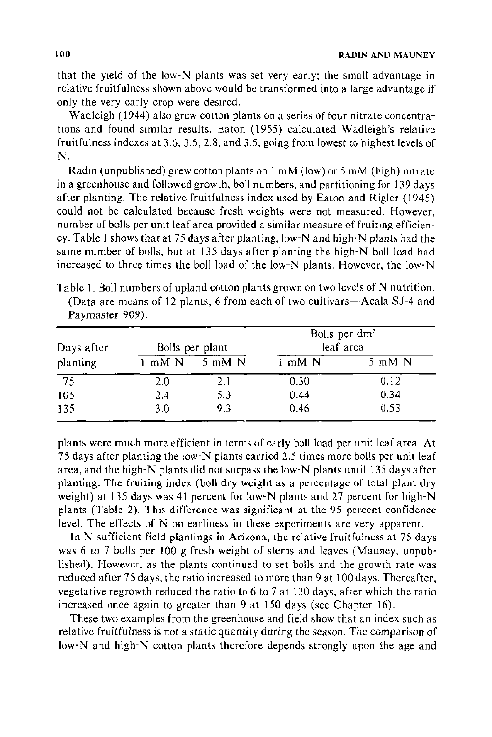that the yield of the low-N plants was set very early; the small advantage in relative fruitfulness shown above would be transformed into a large advantage if only the very early crop were desired.

Wadleigh (1944) also grew cotton plants on a series of four nitrate concentrations and found similar results. Eaton (1955) calculated Wadleigh's relative fruitfulness indexes at 3.6, 3.5, 2.8, and 3.5, going from lowest to highest levels of N.

Radin (unpublished) grew cotton plants on 1 mM (low) or 5 mM (high) nitrate in a greenhouse and followed growth, boll numbers, and partitioning for 139 days after planting. The relative fruitfulness index used by Eaton and Rigler (1945) could not be calculated because fresh weights were not measured. However, number of bolls per unit leaf area provided a similar measure of fruiting efficiency. Table 1 shows that at 75 days after planting, low-N and high-N plants had the same number of bolls, but at 135 days after planting the high-N boll load had increased to three times the boll load of the low-N plants. However, the low-N plants were much more efficient in terms of early boll load per unit leaf area. At 75 days after planting the low-N plants carried 2.5 times more bolls per unit leaf area, and the high-N plants did not surpass the low-N plants until 135 days after planting. The fruiting index (boll dry weight as a percentage of total plant dry weight) at 135 days was 41 percent for low-N plants and 27 percent for high-N plants (Table 2). This difference was significant at the 95 percent confidence level. The effects of N on earliness in these experiments are very apparent.

Table 1. Boll numbers of upland cotton plants grown on two levels of N nutrition. (Data are means of 12 plants, 6 from each of two cultivars—Acala SJ-4 and Paymaster 909).

| Days after planting | Bolls per plant | | Bolls per $dm^2$ leaf area | |
|---|---|---|---|---|
| | 1 mM N | 5 mM N | 1 mM N | 5 mM N |
| 75 | 2.0 | 2.1 | 0.30 | 0.12 |
| 105 | 2.4 | 5.3 | 0.44 | 0.34 |
| 135 | 3.0 | 9.3 | 0.46 | 0.53 |

In N-sufficient field plantings in Arizona, the relative fruitfulness at 75 days was 6 to 7 bolls per 100 g fresh weight of stems and leaves (Mauney, unpublished). However, as the plants continued to set bolls and the growth rate was reduced after 75 days, the ratio increased to more than 9 at 100 days. Thereafter, vegetative regrowth reduced the ratio to 6 to 7 at 130 days, after which the ratio increased once again to greater than 9 at 150 days (see Chapter 16).

These two examples from the greenhouse and field show that an index such as relative fruitfulness is not a static quantity during the season. The comparison of low-N and high-N cotton plants therefore depends strongly upon the age and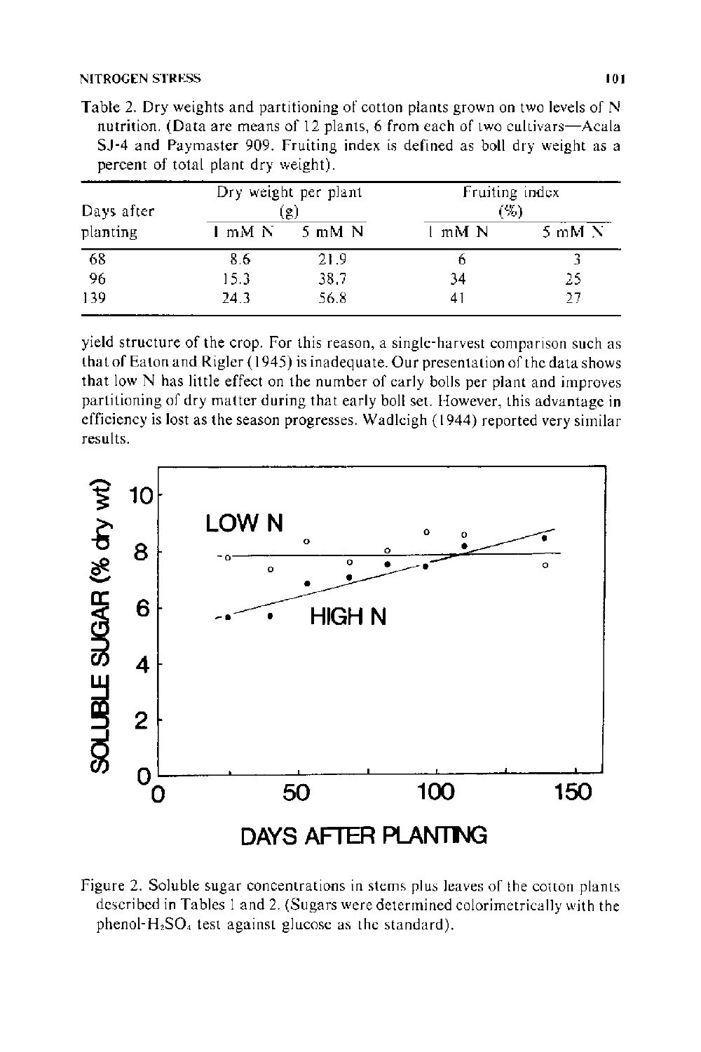Table 2. Dry weights and partitioning of cotton plants grown on two levels of N nutrition. (Data are means of 12 plants, 6 from each of two cultivars—Acala SJ-4 and Paymaster 909. Fruiting index is defined as boll dry weight as a percent of total plant dry weight).

| Days after planting | Dry weight per plant (g) | | Fruiting index (%) | |
|---|---|---|---|---|
| | 1 mM N | 5 mM N | 1 mM N | 5 mM N |
| 68 | 8.6 | 21.9 | 6 | 3 |
| 96 | 15.3 | 38.7 | 34 | 25 |
| 139 | 24.3 | 56.8 | 41 | 27 |

yield structure of the crop. For this reason, a single-harvest comparison such as that of Eaton and Rigler (1945) is inadequate. Our presentation of the data shows that low N has little effect on the number of early bolls per plant and improves partitioning of dry matter during that early boll set. However, this advantage in efficiency is lost as the season progresses. Wadleigh (1944) reported very similar results.

Figure 2. Soluble sugar concentrations in stems plus leaves of the cotton plants described in Tables 1 and 2. (Sugars were determined colorimetrically with the phenol-$H_2SO_4$ test against glucose as the standard).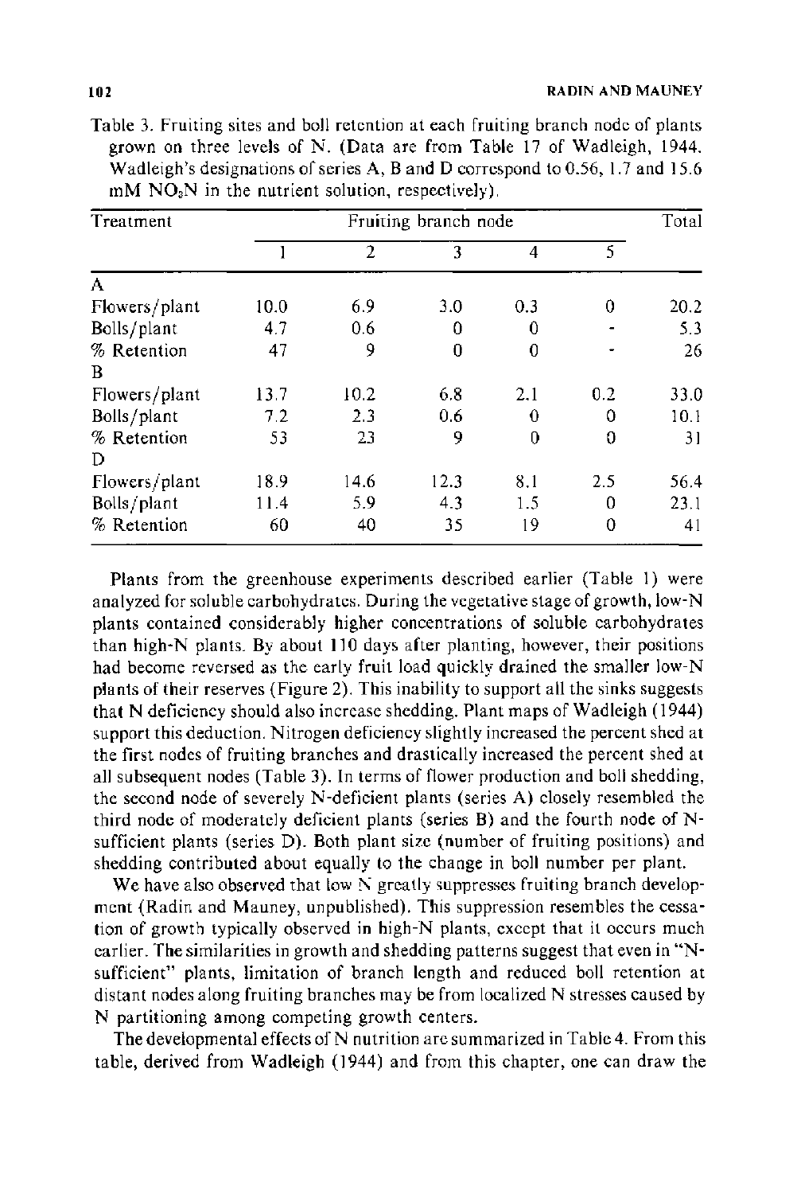Table 3. Fruiting sites and boll retention at each fruiting branch node of plants grown on three levels of N. (Data are from Table 17 of Wadleigh, 1944. Wadleigh's designations of series A, B and D correspond to 0.56, 1.7 and 15.6 mM $NO_3N$ in the nutrient solution, respectively).

| Treatment | Fruiting branch node | | | | | Total |
|---|---|---|---|---|---|---|
| | 1 | 2 | 3 | 4 | 5 | |
| A | | | | | | |
| Flowers/plant | 10.0 | 6.9 | 3.0 | 0.3 | 0 | 20.2 |
| Bolls/plant | 4.7 | 0.6 | 0 | 0 | - | 5.3 |
| % Retention | 47 | 9 | 0 | 0 | - | 26 |
| B | | | | | | |
| Flowers/plant | 13.7 | 10.2 | 6.8 | 2.1 | 0.2 | 33.0 |
| Bolls/plant | 7.2 | 2.3 | 0.6 | 0 | 0 | 10.1 |
| % Retention | 53 | 23 | 9 | 0 | 0 | 31 |
| D | | | | | | |
| Flowers/plant | 18.9 | 14.6 | 12.3 | 8.1 | 2.5 | 56.4 |
| Bolls/plant | 11.4 | 5.9 | 4.3 | 1.5 | 0 | 23.1 |
| % Retention | 60 | 40 | 35 | 19 | 0 | 41 |

Plants from the greenhouse experiments described earlier (Table 1) were analyzed for soluble carbohydrates. During the vegetative stage of growth, low-N plants contained considerably higher concentrations of soluble carbohydrates than high-N plants. By about 110 days after planting, however, their positions had become reversed as the early fruit load quickly drained the smaller low-N plants of their reserves (Figure 2). This inability to support all the sinks suggests that N deficiency should also increase shedding. Plant maps of Wadleigh (1944) support this deduction. Nitrogen deficiency slightly increased the percent shed at the first nodes of fruiting branches and drastically increased the percent shed at all subsequent nodes (Table 3). In terms of flower production and boll shedding, the second node of severely N-deficient plants (series A) closely resembled the third node of moderately deficient plants (series B) and the fourth node of N-sufficient plants (series D). Both plant size (number of fruiting positions) and shedding contributed about equally to the change in boll number per plant.

We have also observed that low N greatly suppresses fruiting branch development (Radin and Mauney, unpublished). This suppression resembles the cessation of growth typically observed in high-N plants, except that it occurs much earlier. The similarities in growth and shedding patterns suggest that even in "N-sufficient" plants, limitation of branch length and reduced boll retention at distant nodes along fruiting branches may be from localized N stresses caused by N partitioning among competing growth centers.

The developmental effects of N nutrition are summarized in Table 4. From this table, derived from Wadleigh (1944) and from this chapter, one can draw the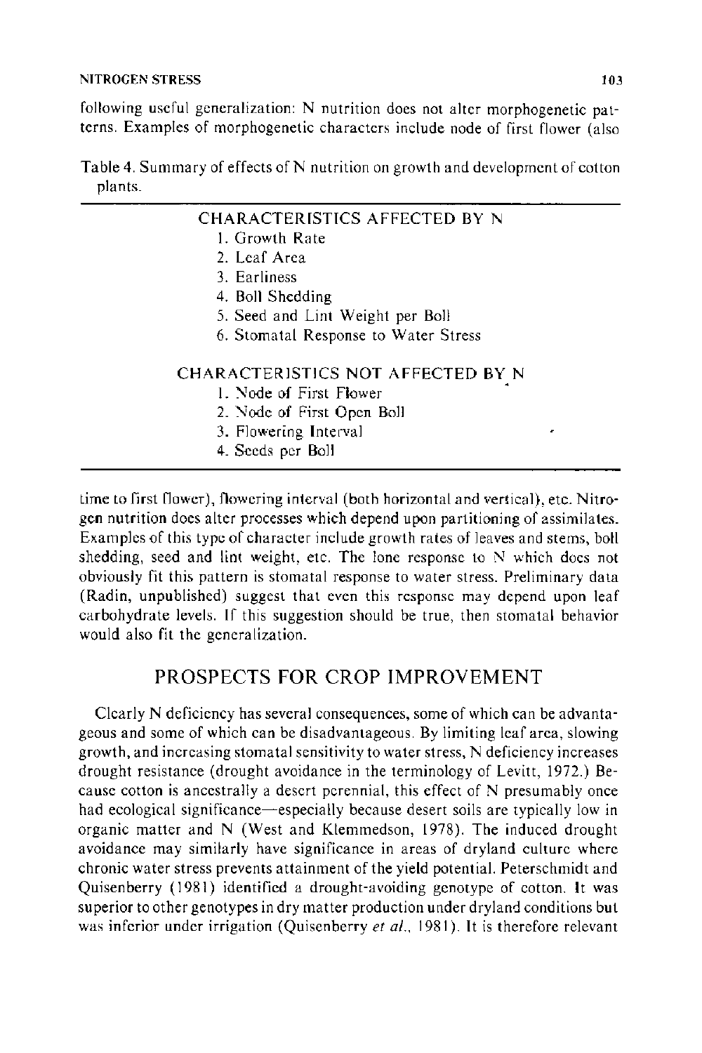following useful generalization: N nutrition does not alter morphogenetic patterns. Examples of morphogenetic characters include node of first flower (also

Table 4. Summary of effects of N nutrition on growth and development of cotton plants.

| CHARACTERISTICS AFFECTED BY N |
|---|
| 1. Growth Rate |
| 2. Leaf Area |
| 3. Earliness |
| 4. Boll Shedding |
| 5. Seed and Lint Weight per Boll |
| 6. Stomatal Response to Water Stress |
| **CHARACTERISTICS NOT AFFECTED BY N** |
| 1. Node of First Flower |
| 2. Node of First Open Boll |
| 3. Flowering Interval |
| 4. Seeds per Boll |

time to first flower), flowering interval (both horizontal and vertical), etc. Nitrogen nutrition does alter processes which depend upon partitioning of assimilates. Examples of this type of character include growth rates of leaves and stems, boll shedding, seed and lint weight, etc. The lone response to N which does not obviously fit this pattern is stomatal response to water stress. Preliminary data (Radin, unpublished) suggest that even this response may depend upon leaf carbohydrate levels. If this suggestion should be true, then stomatal behavior would also fit the generalization.

## PROSPECTS FOR CROP IMPROVEMENT

Clearly N deficiency has several consequences, some of which can be advantageous and some of which can be disadvantageous. By limiting leaf area, slowing growth, and increasing stomatal sensitivity to water stress, N deficiency increases drought resistance (drought avoidance in the terminology of Levitt, 1972.) Because cotton is ancestrally a desert perennial, this effect of N presumably once had ecological significance—especially because desert soils are typically low in organic matter and N (West and Klemmedson, 1978). The induced drought avoidance may similarly have significance in areas of dryland culture where chronic water stress prevents attainment of the yield potential. Peterschmidt and Quisenberry (1981) identified a drought-avoiding genotype of cotton. It was superior to other genotypes in dry matter production under dryland conditions but was inferior under irrigation (Quisenberry *et al.*, 1981). It is therefore relevant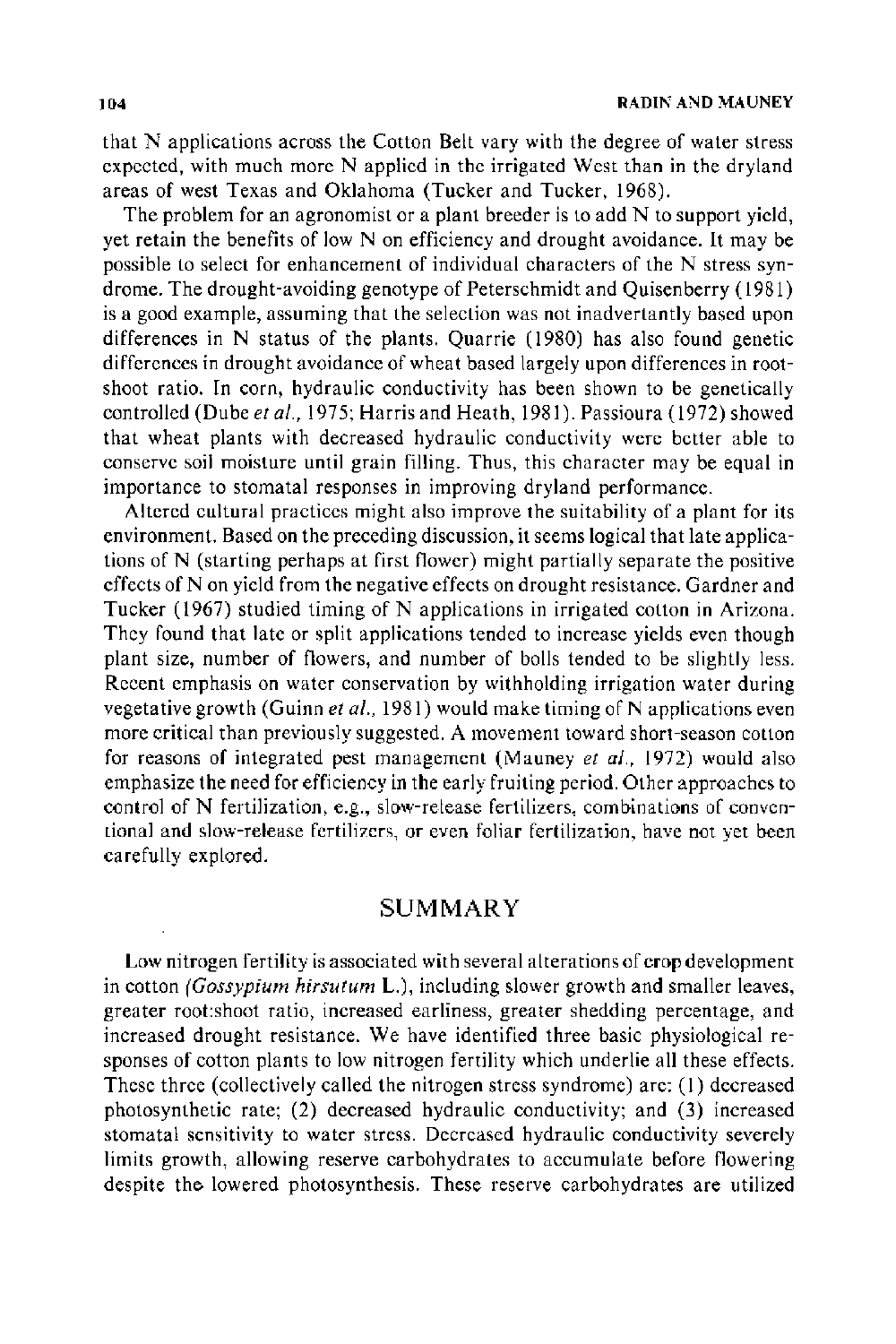that N applications across the Cotton Belt vary with the degree of water stress expected, with much more N applied in the irrigated West than in the dryland areas of west Texas and Oklahoma (Tucker and Tucker, 1968).

The problem for an agronomist or a plant breeder is to add N to support yield, yet retain the benefits of low N on efficiency and drought avoidance. It may be possible to select for enhancement of individual characters of the N stress syndrome. The drought-avoiding genotype of Peterschmidt and Quisenberry (1981) is a good example, assuming that the selection was not inadvertantly based upon differences in N status of the plants. Quarrie (1980) has also found genetic differences in drought avoidance of wheat based largely upon differences in root-shoot ratio. In corn, hydraulic conductivity has been shown to be genetically controlled (Dube *et al.*, 1975; Harris and Heath, 1981). Passioura (1972) showed that wheat plants with decreased hydraulic conductivity were better able to conserve soil moisture until grain filling. Thus, this character may be equal in importance to stomatal responses in improving dryland performance.

Altered cultural practices might also improve the suitability of a plant for its environment. Based on the preceding discussion, it seems logical that late applications of N (starting perhaps at first flower) might partially separate the positive effects of N on yield from the negative effects on drought resistance. Gardner and Tucker (1967) studied timing of N applications in irrigated cotton in Arizona. They found that late or split applications tended to increase yields even though plant size, number of flowers, and number of bolls tended to be slightly less. Recent emphasis on water conservation by withholding irrigation water during vegetative growth (Guinn *et al.*, 1981) would make timing of N applications even more critical than previously suggested. A movement toward short-season cotton for reasons of integrated pest management (Mauney *et al.*, 1972) would also emphasize the need for efficiency in the early fruiting period. Other approaches to control of N fertilization, e.g., slow-release fertilizers, combinations of conventional and slow-release fertilizers, or even foliar fertilization, have not yet been carefully explored.

## SUMMARY

Low nitrogen fertility is associated with several alterations of crop development in cotton *(Gossypium hirsutum* L.), including slower growth and smaller leaves, greater root:shoot ratio, increased earliness, greater shedding percentage, and increased drought resistance. We have identified three basic physiological responses of cotton plants to low nitrogen fertility which underlie all these effects. These three (collectively called the nitrogen stress syndrome) are: (1) decreased photosynthetic rate; (2) decreased hydraulic conductivity; and (3) increased stomatal sensitivity to water stress. Decreased hydraulic conductivity severely limits growth, allowing reserve carbohydrates to accumulate before flowering despite the lowered photosynthesis. These reserve carbohydrates are utilized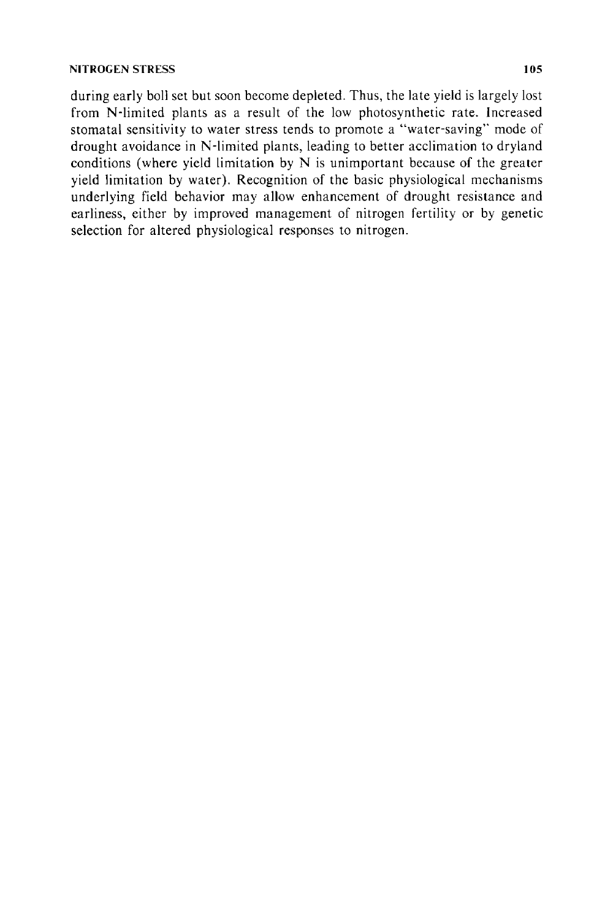during early boll set but soon become depleted. Thus, the late yield is largely lost from N-limited plants as a result of the low photosynthetic rate. Increased stomatal sensitivity to water stress tends to promote a "water-saving" mode of drought avoidance in N-limited plants, leading to better acclimation to dryland conditions (where yield limitation by N is unimportant because of the greater yield limitation by water). Recognition of the basic physiological mechanisms underlying field behavior may allow enhancement of drought resistance and earliness, either by improved management of nitrogen fertility or by genetic selection for altered physiological responses to nitrogen.